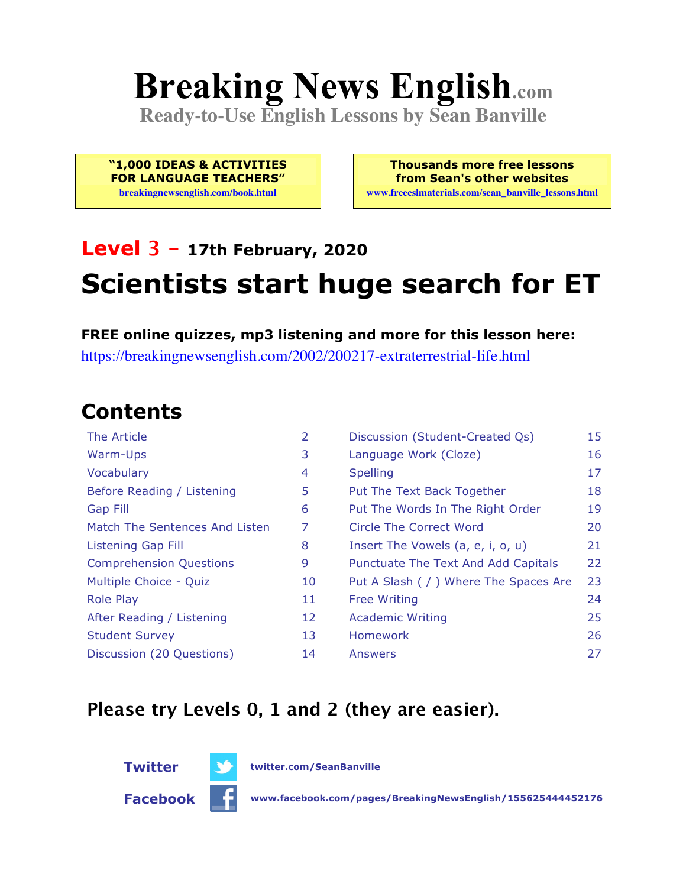# Breaking News English.com

**Ready-to-Use English Lessons by Sean Banville**

**"1,000 IDEAS & ACTIVITIES FOR LANGUAGE TEACHERS"**
breakingnewsenglish.com/book.html

**Thousands more free lessons from Sean's other websites**
www.freeeslmaterials.com/sean_banville_lessons.html

## Level 3 – 17th February, 2020

# Scientists start huge search for ET

**FREE online quizzes, mp3 listening and more for this lesson here:**
https://breakingnewsenglish.com/2002/200217-extraterrestrial-life.html

## Contents

| | | | |
|---|---|---|---|
| The Article | 2 | Discussion (Student-Created Qs) | 15 |
| Warm-Ups | 3 | Language Work (Cloze) | 16 |
| Vocabulary | 4 | Spelling | 17 |
| Before Reading / Listening | 5 | Put The Text Back Together | 18 |
| Gap Fill | 6 | Put The Words In The Right Order | 19 |
| Match The Sentences And Listen | 7 | Circle The Correct Word | 20 |
| Listening Gap Fill | 8 | Insert The Vowels (a, e, i, o, u) | 21 |
| Comprehension Questions | 9 | Punctuate The Text And Add Capitals | 22 |
| Multiple Choice - Quiz | 10 | Put A Slash ( / ) Where The Spaces Are | 23 |
| Role Play | 11 | Free Writing | 24 |
| After Reading / Listening | 12 | Academic Writing | 25 |
| Student Survey | 13 | Homework | 26 |
| Discussion (20 Questions) | 14 | Answers | 27 |

**Please try Levels 0, 1 and 2 (they are easier).**

**Twitter** twitter.com/SeanBanville

**Facebook** www.facebook.com/pages/BreakingNewsEnglish/155625444452176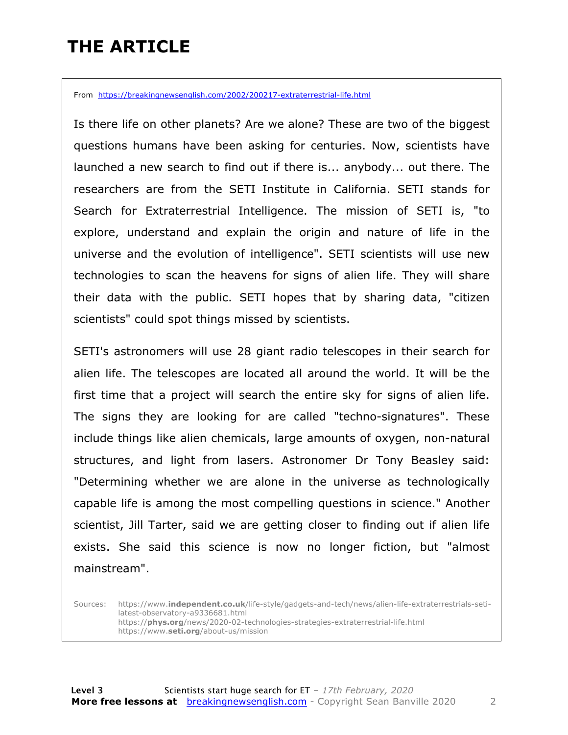# THE ARTICLE

From https://breakingnewsenglish.com/2002/200217-extraterrestrial-life.html

Is there life on other planets? Are we alone? These are two of the biggest questions humans have been asking for centuries. Now, scientists have launched a new search to find out if there is... anybody... out there. The researchers are from the SETI Institute in California. SETI stands for Search for Extraterrestrial Intelligence. The mission of SETI is, "to explore, understand and explain the origin and nature of life in the universe and the evolution of intelligence". SETI scientists will use new technologies to scan the heavens for signs of alien life. They will share their data with the public. SETI hopes that by sharing data, "citizen scientists" could spot things missed by scientists.

SETI's astronomers will use 28 giant radio telescopes in their search for alien life. The telescopes are located all around the world. It will be the first time that a project will search the entire sky for signs of alien life. The signs they are looking for are called "techno-signatures". These include things like alien chemicals, large amounts of oxygen, non-natural structures, and light from lasers. Astronomer Dr Tony Beasley said: "Determining whether we are alone in the universe as technologically capable life is among the most compelling questions in science." Another scientist, Jill Tarter, said we are getting closer to finding out if alien life exists. She said this science is now no longer fiction, but "almost mainstream".

Sources: https://www.independent.co.uk/life-style/gadgets-and-tech/news/alien-life-extraterrestrials-seti-latest-observatory-a9336681.html
https://phys.org/news/2020-02-technologies-strategies-extraterrestrial-life.html
https://www.seti.org/about-us/mission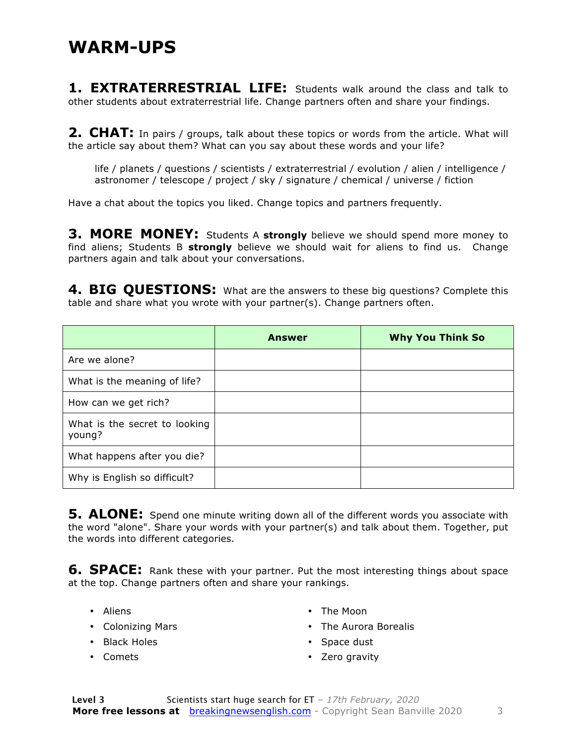# WARM-UPS

**1. EXTRATERRESTRIAL LIFE:** Students walk around the class and talk to other students about extraterrestrial life. Change partners often and share your findings.

**2. CHAT:** In pairs / groups, talk about these topics or words from the article. What will the article say about them? What can you say about these words and your life?

> life / planets / questions / scientists / extraterrestrial / evolution / alien / intelligence / astronomer / telescope / project / sky / signature / chemical / universe / fiction

Have a chat about the topics you liked. Change topics and partners frequently.

**3. MORE MONEY:** Students A **strongly** believe we should spend more money to find aliens; Students B **strongly** believe we should wait for aliens to find us. Change partners again and talk about your conversations.

**4. BIG QUESTIONS:** What are the answers to these big questions? Complete this table and share what you wrote with your partner(s). Change partners often.

| | Answer | Why You Think So |
|---|---|---|
| Are we alone? | | |
| What is the meaning of life? | | |
| How can we get rich? | | |
| What is the secret to looking young? | | |
| What happens after you die? | | |
| Why is English so difficult? | | |

**5. ALONE:** Spend one minute writing down all of the different words you associate with the word "alone". Share your words with your partner(s) and talk about them. Together, put the words into different categories.

**6. SPACE:** Rank these with your partner. Put the most interesting things about space at the top. Change partners often and share your rankings.

- Aliens
- Colonizing Mars
- Black Holes
- Comets
- The Moon
- The Aurora Borealis
- Space dust
- Zero gravity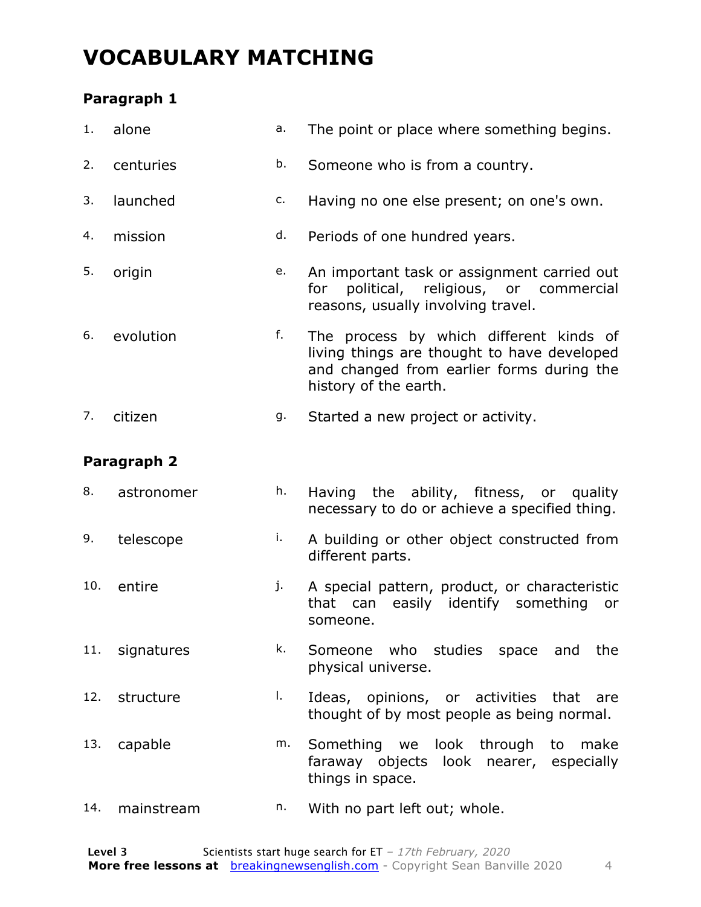# VOCABULARY MATCHING

### Paragraph 1

| | | | |
|---|---|---|---|
| 1. | alone | a. | The point or place where something begins. |
| 2. | centuries | b. | Someone who is from a country. |
| 3. | launched | c. | Having no one else present; on one's own. |
| 4. | mission | d. | Periods of one hundred years. |
| 5. | origin | e. | An important task or assignment carried out for political, religious, or commercial reasons, usually involving travel. |
| 6. | evolution | f. | The process by which different kinds of living things are thought to have developed and changed from earlier forms during the history of the earth. |
| 7. | citizen | g. | Started a new project or activity. |

### Paragraph 2

| | | | |
|---|---|---|---|
| 8. | astronomer | h. | Having the ability, fitness, or quality necessary to do or achieve a specified thing. |
| 9. | telescope | i. | A building or other object constructed from different parts. |
| 10. | entire | j. | A special pattern, product, or characteristic that can easily identify something or someone. |
| 11. | signatures | k. | Someone who studies space and the physical universe. |
| 12. | structure | l. | Ideas, opinions, or activities that are thought of by most people as being normal. |
| 13. | capable | m. | Something we look through to make faraway objects look nearer, especially things in space. |
| 14. | mainstream | n. | With no part left out; whole. |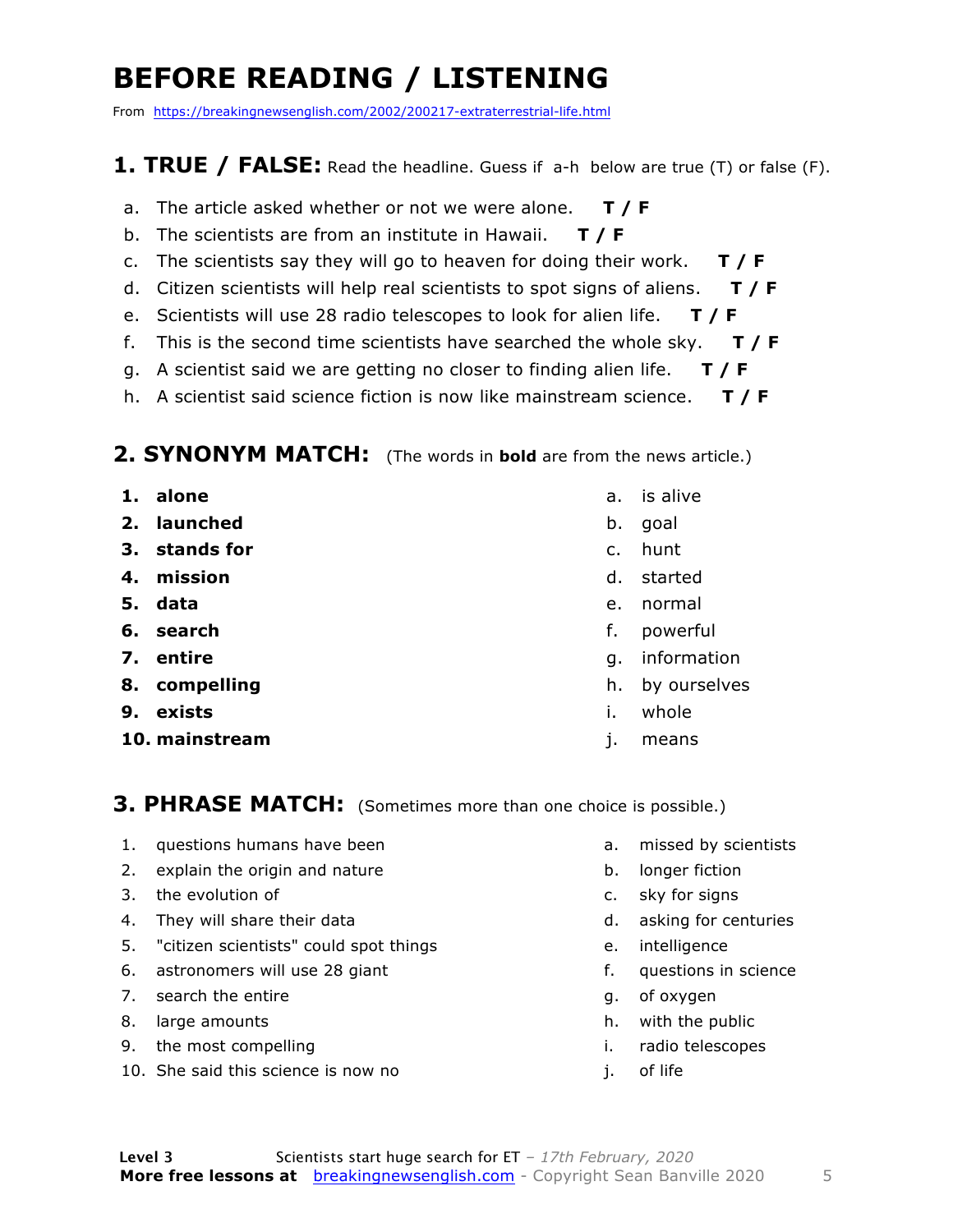# BEFORE READING / LISTENING

From https://breakingnewsenglish.com/2002/200217-extraterrestrial-life.html

## 1. TRUE / FALSE: Read the headline. Guess if a-h below are true (T) or false (F).

a. The article asked whether or not we were alone. **T / F**
b. The scientists are from an institute in Hawaii. **T / F**
c. The scientists say they will go to heaven for doing their work. **T / F**
d. Citizen scientists will help real scientists to spot signs of aliens. **T / F**
e. Scientists will use 28 radio telescopes to look for alien life. **T / F**
f. This is the second time scientists have searched the whole sky. **T / F**
g. A scientist said we are getting no closer to finding alien life. **T / F**
h. A scientist said science fiction is now like mainstream science. **T / F**

## 2. SYNONYM MATCH: (The words in **bold** are from the news article.)

1. **alone**
2. **launched**
3. **stands for**
4. **mission**
5. **data**
6. **search**
7. **entire**
8. **compelling**
9. **exists**
10. **mainstream**

a. is alive
b. goal
c. hunt
d. started
e. normal
f. powerful
g. information
h. by ourselves
i. whole
j. means

## 3. PHRASE MATCH: (Sometimes more than one choice is possible.)

1. questions humans have been
2. explain the origin and nature
3. the evolution of
4. They will share their data
5. "citizen scientists" could spot things
6. astronomers will use 28 giant
7. search the entire
8. large amounts
9. the most compelling
10. She said this science is now no

a. missed by scientists
b. longer fiction
c. sky for signs
d. asking for centuries
e. intelligence
f. questions in science
g. of oxygen
h. with the public
i. radio telescopes
j. of life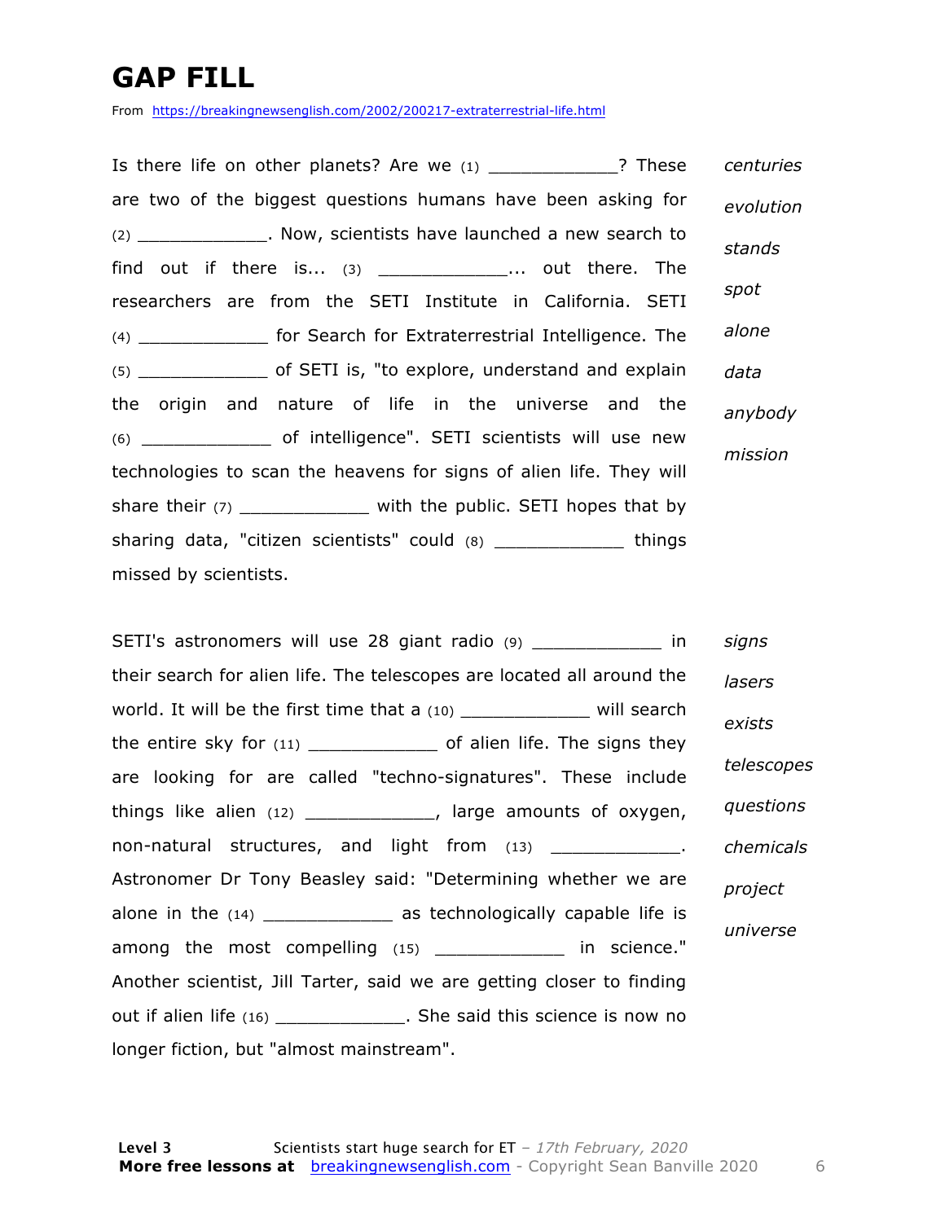# GAP FILL

From https://breakingnewsenglish.com/2002/200217-extraterrestrial-life.html

Is there life on other planets? Are we (1) ____________? These are two of the biggest questions humans have been asking for (2) ____________. Now, scientists have launched a new search to find out if there is... (3) ____________... out there. The researchers are from the SETI Institute in California. SETI (4) ____________ for Search for Extraterrestrial Intelligence. The (5) ____________ of SETI is, "to explore, understand and explain the origin and nature of life in the universe and the (6) ____________ of intelligence". SETI scientists will use new technologies to scan the heavens for signs of alien life. They will share their (7) ____________ with the public. SETI hopes that by sharing data, "citizen scientists" could (8) ____________ things missed by scientists.

*centuries*
*evolution*
*stands*
*spot*
*alone*
*data*
*anybody*
*mission*

SETI's astronomers will use 28 giant radio (9) ____________ in their search for alien life. The telescopes are located all around the world. It will be the first time that a (10) ____________ will search the entire sky for (11) ____________ of alien life. The signs they are looking for are called "techno-signatures". These include things like alien (12) ____________, large amounts of oxygen, non-natural structures, and light from (13) ____________. Astronomer Dr Tony Beasley said: "Determining whether we are alone in the (14) ____________ as technologically capable life is among the most compelling (15) ____________ in science." Another scientist, Jill Tarter, said we are getting closer to finding out if alien life (16) ____________. She said this science is now no longer fiction, but "almost mainstream".

*signs*
*lasers*
*exists*
*telescopes*
*questions*
*chemicals*
*project*
*universe*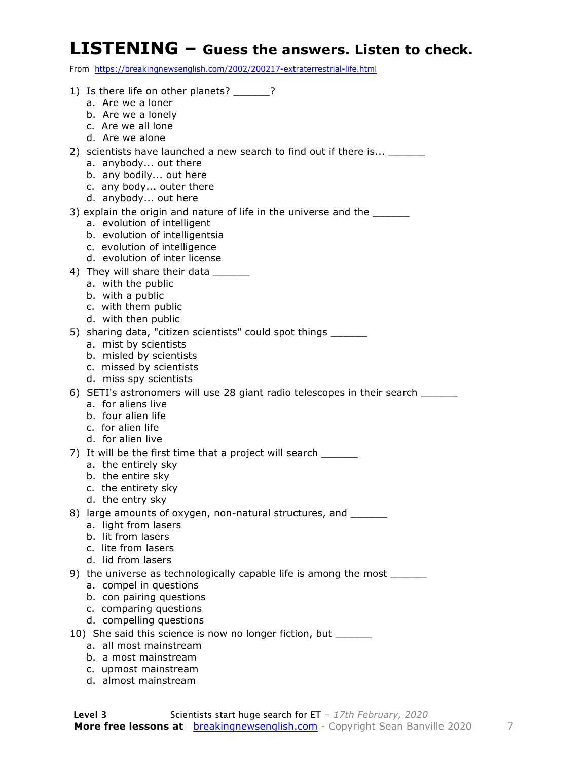# LISTENING – Guess the answers. Listen to check.

From https://breakingnewsenglish.com/2002/200217-extraterrestrial-life.html

1) Is there life on other planets? ______?
   a. Are we a loner
   b. Are we a lonely
   c. Are we all lone
   d. Are we alone

2) scientists have launched a new search to find out if there is... ______
   a. anybody... out there
   b. any bodily... out here
   c. any body... outer there
   d. anybody... out here

3) explain the origin and nature of life in the universe and the ______
   a. evolution of intelligent
   b. evolution of intelligentsia
   c. evolution of intelligence
   d. evolution of inter license

4) They will share their data ______
   a. with the public
   b. with a public
   c. with them public
   d. with then public

5) sharing data, "citizen scientists" could spot things ______
   a. mist by scientists
   b. misled by scientists
   c. missed by scientists
   d. miss spy scientists

6) SETI's astronomers will use 28 giant radio telescopes in their search ______
   a. for aliens live
   b. four alien life
   c. for alien life
   d. for alien live

7) It will be the first time that a project will search ______
   a. the entirely sky
   b. the entire sky
   c. the entirety sky
   d. the entry sky

8) large amounts of oxygen, non-natural structures, and ______
   a. light from lasers
   b. lit from lasers
   c. lite from lasers
   d. lid from lasers

9) the universe as technologically capable life is among the most ______
   a. compel in questions
   b. con pairing questions
   c. comparing questions
   d. compelling questions

10) She said this science is now no longer fiction, but ______
   a. all most mainstream
   b. a most mainstream
   c. upmost mainstream
   d. almost mainstream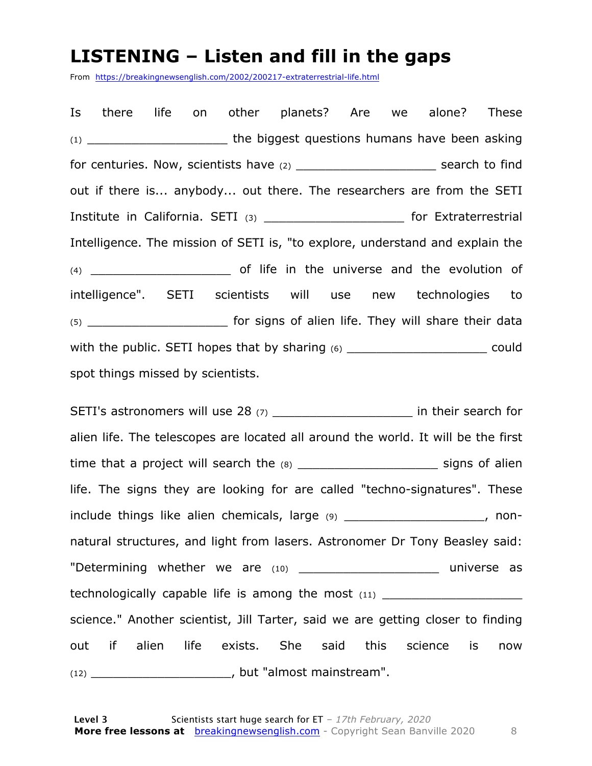# LISTENING – Listen and fill in the gaps

From https://breakingnewsenglish.com/2002/200217-extraterrestrial-life.html

Is there life on other planets? Are we alone? These (1) ___________________ the biggest questions humans have been asking for centuries. Now, scientists have (2) ___________________ search to find out if there is... anybody... out there. The researchers are from the SETI Institute in California. SETI (3) ___________________ for Extraterrestrial Intelligence. The mission of SETI is, "to explore, understand and explain the (4) ___________________ of life in the universe and the evolution of intelligence". SETI scientists will use new technologies to (5) ___________________ for signs of alien life. They will share their data with the public. SETI hopes that by sharing (6) ___________________ could spot things missed by scientists.

SETI's astronomers will use 28 (7) ___________________ in their search for alien life. The telescopes are located all around the world. It will be the first time that a project will search the (8) ___________________ signs of alien life. The signs they are looking for are called "techno-signatures". These include things like alien chemicals, large (9) ___________________, non-natural structures, and light from lasers. Astronomer Dr Tony Beasley said: "Determining whether we are (10) ___________________ universe as technologically capable life is among the most (11) ___________________ science." Another scientist, Jill Tarter, said we are getting closer to finding out if alien life exists. She said this science is now (12) ___________________, but "almost mainstream".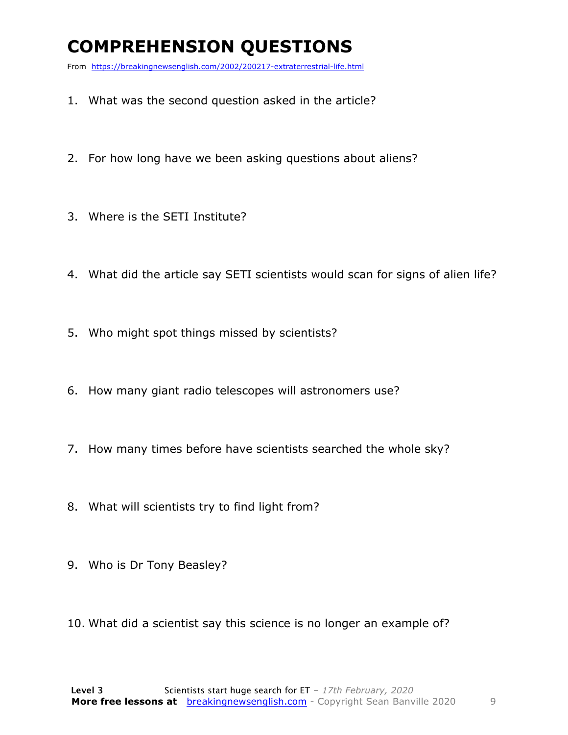# COMPREHENSION QUESTIONS

From https://breakingnewsenglish.com/2002/200217-extraterrestrial-life.html

1. What was the second question asked in the article?
2. For how long have we been asking questions about aliens?
3. Where is the SETI Institute?
4. What did the article say SETI scientists would scan for signs of alien life?
5. Who might spot things missed by scientists?
6. How many giant radio telescopes will astronomers use?
7. How many times before have scientists searched the whole sky?
8. What will scientists try to find light from?
9. Who is Dr Tony Beasley?
10. What did a scientist say this science is no longer an example of?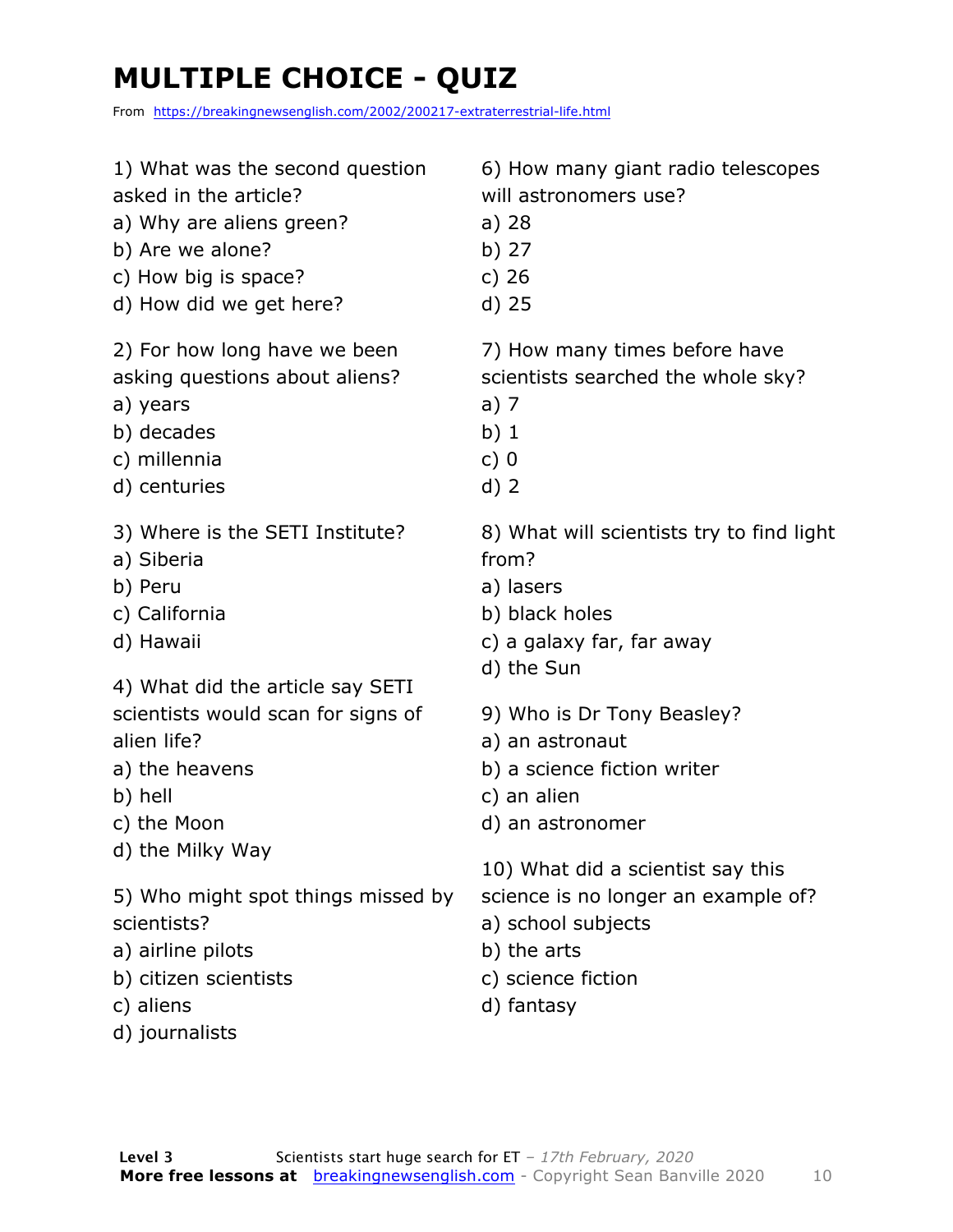# MULTIPLE CHOICE - QUIZ

From https://breakingnewsenglish.com/2002/200217-extraterrestrial-life.html

1) What was the second question asked in the article?
a) Why are aliens green?
b) Are we alone?
c) How big is space?
d) How did we get here?

2) For how long have we been asking questions about aliens?
a) years
b) decades
c) millennia
d) centuries

3) Where is the SETI Institute?
a) Siberia
b) Peru
c) California
d) Hawaii

4) What did the article say SETI scientists would scan for signs of alien life?
a) the heavens
b) hell
c) the Moon
d) the Milky Way

5) Who might spot things missed by scientists?
a) airline pilots
b) citizen scientists
c) aliens
d) journalists

6) How many giant radio telescopes will astronomers use?
a) 28
b) 27
c) 26
d) 25

7) How many times before have scientists searched the whole sky?
a) 7
b) 1
c) 0
d) 2

8) What will scientists try to find light from?
a) lasers
b) black holes
c) a galaxy far, far away
d) the Sun

9) Who is Dr Tony Beasley?
a) an astronaut
b) a science fiction writer
c) an alien
d) an astronomer

10) What did a scientist say this science is no longer an example of?
a) school subjects
b) the arts
c) science fiction
d) fantasy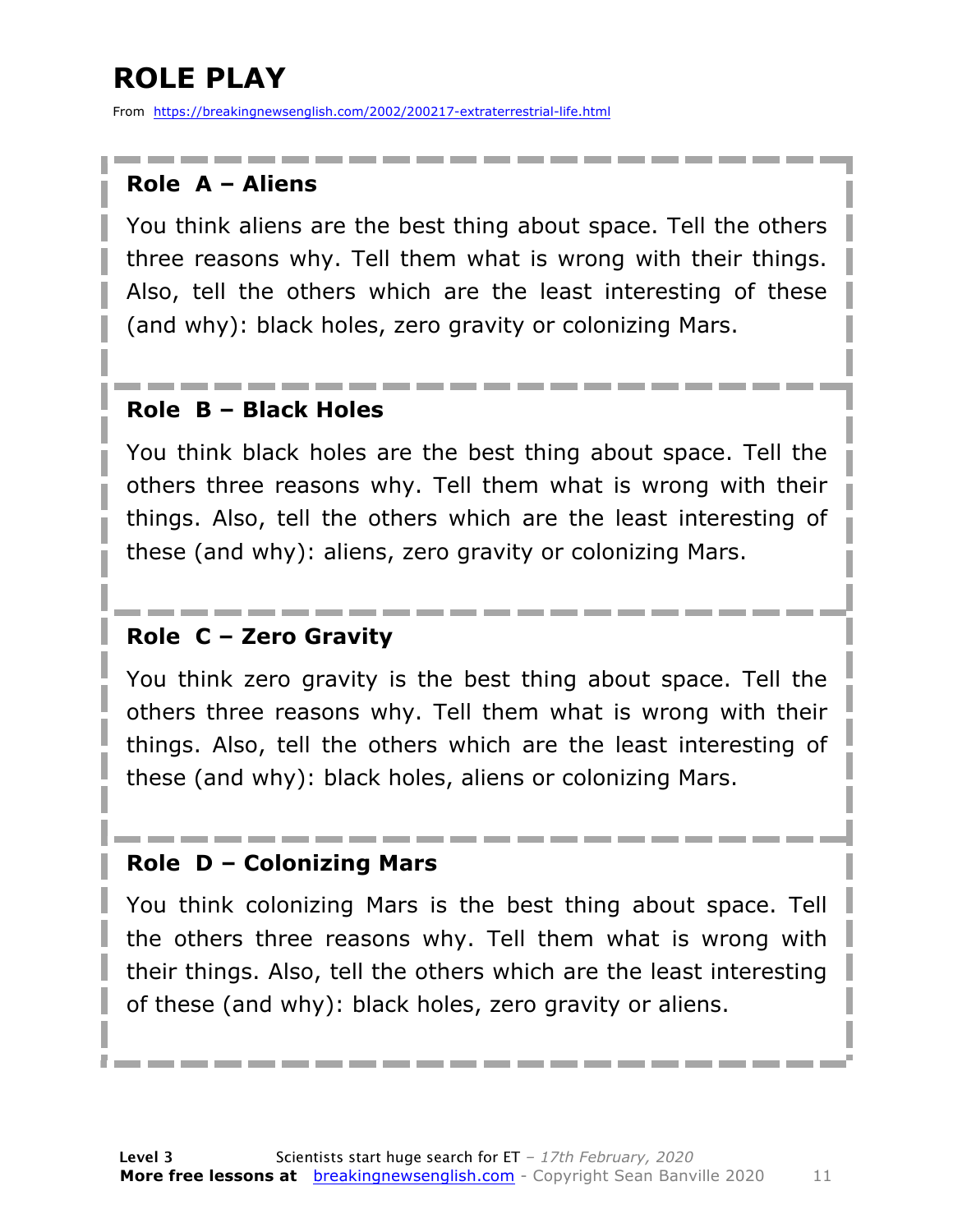# ROLE PLAY

From https://breakingnewsenglish.com/2002/200217-extraterrestrial-life.html

### Role A – Aliens

You think aliens are the best thing about space. Tell the others three reasons why. Tell them what is wrong with their things. Also, tell the others which are the least interesting of these (and why): black holes, zero gravity or colonizing Mars.

### Role B – Black Holes

You think black holes are the best thing about space. Tell the others three reasons why. Tell them what is wrong with their things. Also, tell the others which are the least interesting of these (and why): aliens, zero gravity or colonizing Mars.

### Role C – Zero Gravity

You think zero gravity is the best thing about space. Tell the others three reasons why. Tell them what is wrong with their things. Also, tell the others which are the least interesting of these (and why): black holes, aliens or colonizing Mars.

### Role D – Colonizing Mars

You think colonizing Mars is the best thing about space. Tell the others three reasons why. Tell them what is wrong with their things. Also, tell the others which are the least interesting of these (and why): black holes, zero gravity or aliens.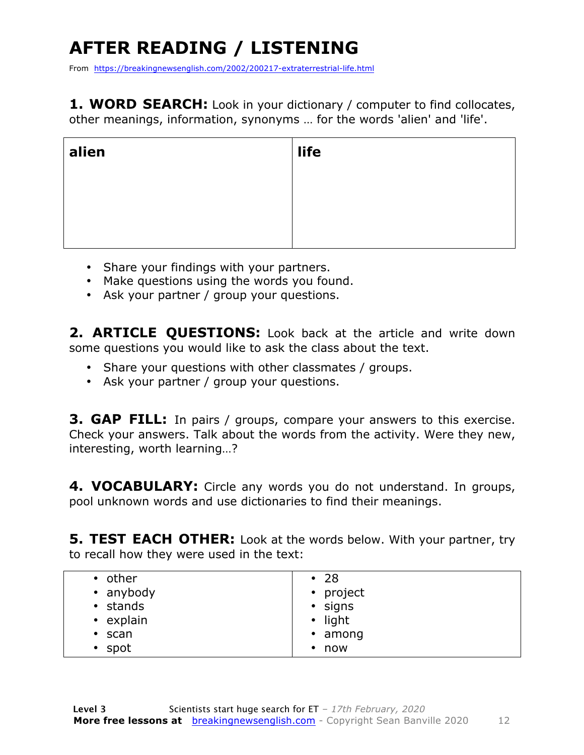# AFTER READING / LISTENING

From https://breakingnewsenglish.com/2002/200217-extraterrestrial-life.html

**1. WORD SEARCH:** Look in your dictionary / computer to find collocates, other meanings, information, synonyms … for the words 'alien' and 'life'.

| **alien** | **life** |
|---|---|
| | |

- Share your findings with your partners.
- Make questions using the words you found.
- Ask your partner / group your questions.

**2. ARTICLE QUESTIONS:** Look back at the article and write down some questions you would like to ask the class about the text.

- Share your questions with other classmates / groups.
- Ask your partner / group your questions.

**3. GAP FILL:** In pairs / groups, compare your answers to this exercise. Check your answers. Talk about the words from the activity. Were they new, interesting, worth learning…?

**4. VOCABULARY:** Circle any words you do not understand. In groups, pool unknown words and use dictionaries to find their meanings.

**5. TEST EACH OTHER:** Look at the words below. With your partner, try to recall how they were used in the text:

| | |
|---|---|
| • other<br>• anybody<br>• stands<br>• explain<br>• scan<br>• spot | • 28<br>• project<br>• signs<br>• light<br>• among<br>• now |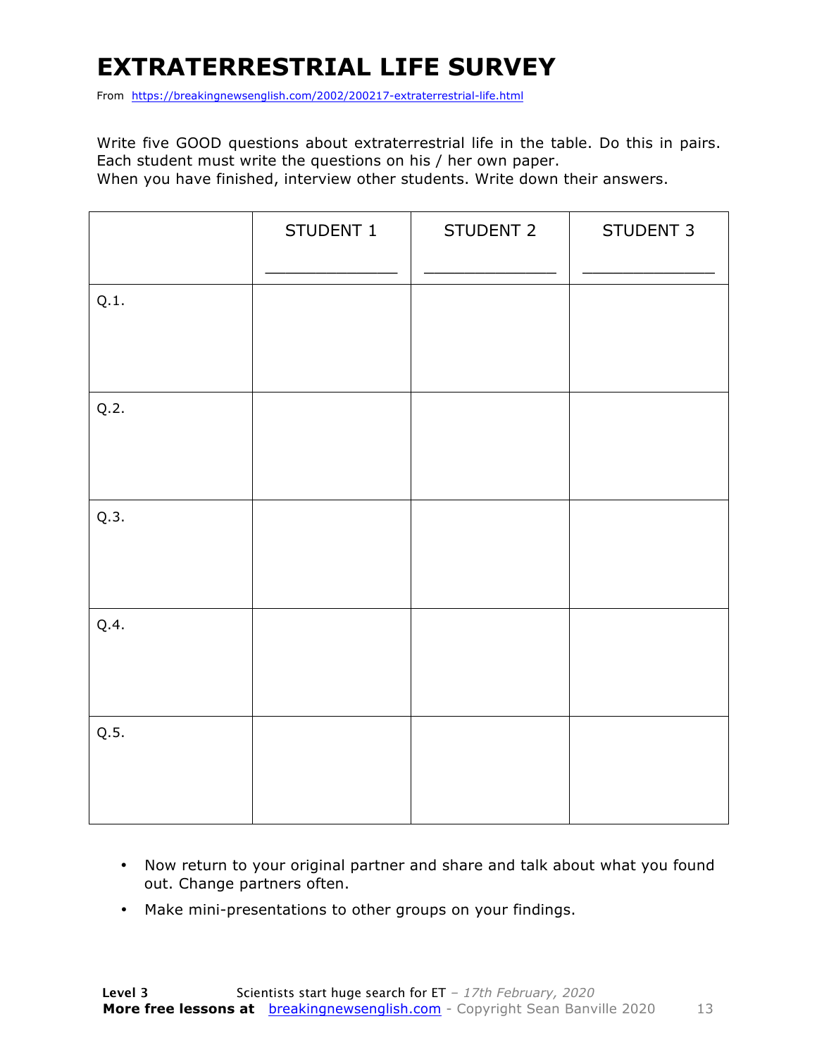# EXTRATERRESTRIAL LIFE SURVEY

From https://breakingnewsenglish.com/2002/200217-extraterrestrial-life.html

Write five GOOD questions about extraterrestrial life in the table. Do this in pairs. Each student must write the questions on his / her own paper.
When you have finished, interview other students. Write down their answers.

| | STUDENT 1<br>_____________ | STUDENT 2<br>_____________ | STUDENT 3<br>_____________ |
|---|---|---|---|
| Q.1. | | | |
| Q.2. | | | |
| Q.3. | | | |
| Q.4. | | | |
| Q.5. | | | |

- Now return to your original partner and share and talk about what you found out. Change partners often.
- Make mini-presentations to other groups on your findings.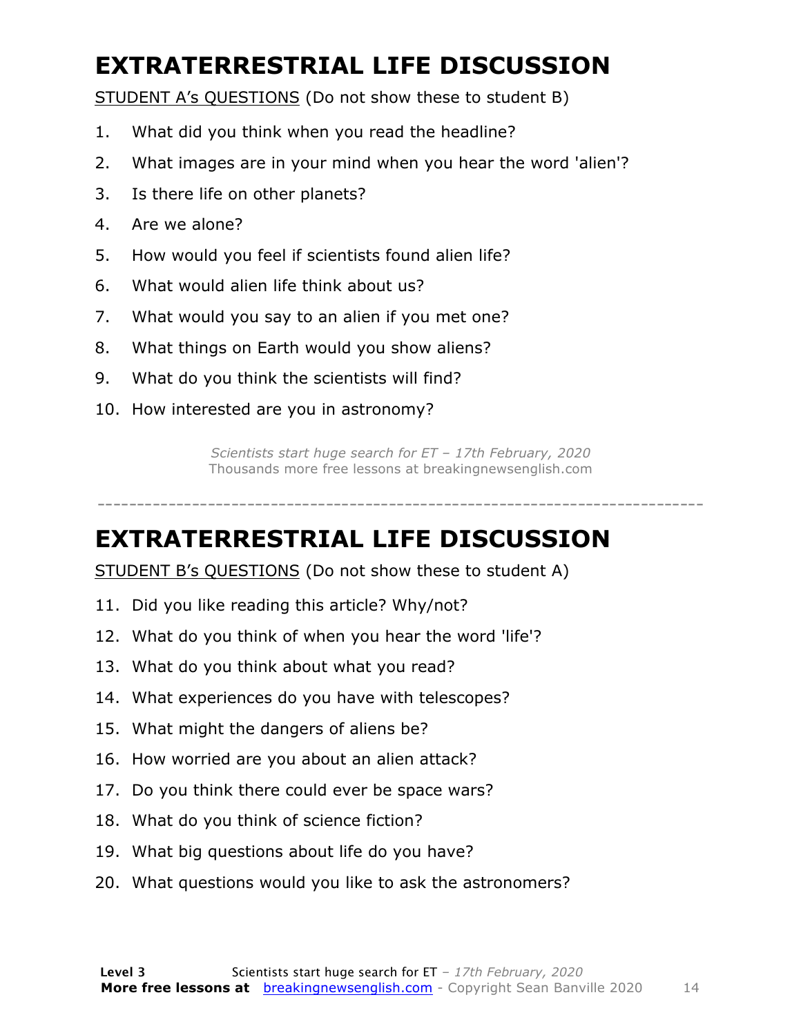# EXTRATERRESTRIAL LIFE DISCUSSION

<u>STUDENT A's QUESTIONS</u> (Do not show these to student B)

1. What did you think when you read the headline?
2. What images are in your mind when you hear the word 'alien'?
3. Is there life on other planets?
4. Are we alone?
5. How would you feel if scientists found alien life?
6. What would alien life think about us?
7. What would you say to an alien if you met one?
8. What things on Earth would you show aliens?
9. What do you think the scientists will find?
10. How interested are you in astronomy?

*Scientists start huge search for ET – 17th February, 2020*
Thousands more free lessons at breakingnewsenglish.com

---

# EXTRATERRESTRIAL LIFE DISCUSSION

<u>STUDENT B's QUESTIONS</u> (Do not show these to student A)

11. Did you like reading this article? Why/not?
12. What do you think of when you hear the word 'life'?
13. What do you think about what you read?
14. What experiences do you have with telescopes?
15. What might the dangers of aliens be?
16. How worried are you about an alien attack?
17. Do you think there could ever be space wars?
18. What do you think of science fiction?
19. What big questions about life do you have?
20. What questions would you like to ask the astronomers?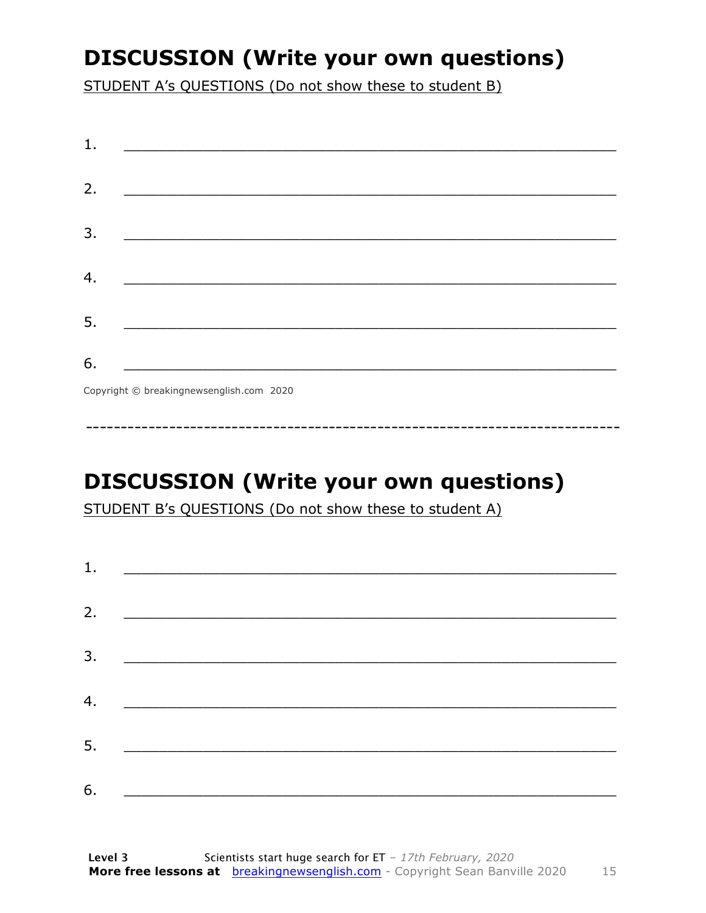# DISCUSSION (Write your own questions)

STUDENT A's QUESTIONS (Do not show these to student B)

1. ___________________________________________________________

2. ___________________________________________________________

3. ___________________________________________________________

4. ___________________________________________________________

5. ___________________________________________________________

6. ___________________________________________________________

Copyright © breakingnewsenglish.com 2020

---

# DISCUSSION (Write your own questions)

STUDENT B's QUESTIONS (Do not show these to student A)

1. ___________________________________________________________

2. ___________________________________________________________

3. ___________________________________________________________

4. ___________________________________________________________

5. ___________________________________________________________

6. ___________________________________________________________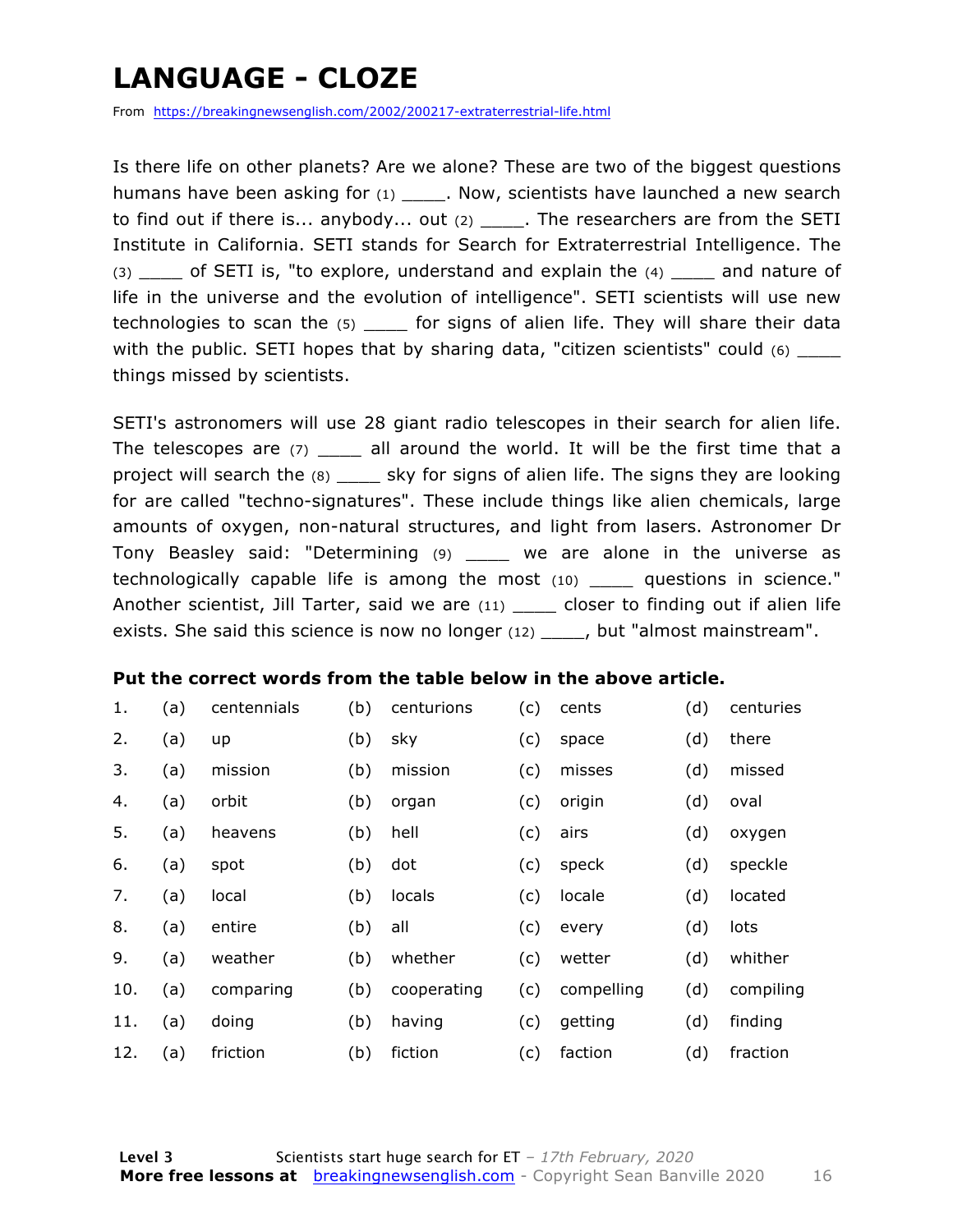# LANGUAGE - CLOZE

From https://breakingnewsenglish.com/2002/200217-extraterrestrial-life.html

Is there life on other planets? Are we alone? These are two of the biggest questions humans have been asking for (1) ____. Now, scientists have launched a new search to find out if there is... anybody... out (2) ____. The researchers are from the SETI Institute in California. SETI stands for Search for Extraterrestrial Intelligence. The (3) ____ of SETI is, "to explore, understand and explain the (4) ____ and nature of life in the universe and the evolution of intelligence". SETI scientists will use new technologies to scan the (5) ____ for signs of alien life. They will share their data with the public. SETI hopes that by sharing data, "citizen scientists" could (6) ____ things missed by scientists.

SETI's astronomers will use 28 giant radio telescopes in their search for alien life. The telescopes are (7) ____ all around the world. It will be the first time that a project will search the (8) ____ sky for signs of alien life. The signs they are looking for are called "techno-signatures". These include things like alien chemicals, large amounts of oxygen, non-natural structures, and light from lasers. Astronomer Dr Tony Beasley said: "Determining (9) ____ we are alone in the universe as technologically capable life is among the most (10) ____ questions in science." Another scientist, Jill Tarter, said we are (11) ____ closer to finding out if alien life exists. She said this science is now no longer (12) ____, but "almost mainstream".

**Put the correct words from the table below in the above article.**

| | | | | | | | | |
|---|---|---|---|---|---|---|---|---|
| 1. | (a) | centennials | (b) | centurions | (c) | cents | (d) | centuries |
| 2. | (a) | up | (b) | sky | (c) | space | (d) | there |
| 3. | (a) | mission | (b) | mission | (c) | misses | (d) | missed |
| 4. | (a) | orbit | (b) | organ | (c) | origin | (d) | oval |
| 5. | (a) | heavens | (b) | hell | (c) | airs | (d) | oxygen |
| 6. | (a) | spot | (b) | dot | (c) | speck | (d) | speckle |
| 7. | (a) | local | (b) | locals | (c) | locale | (d) | located |
| 8. | (a) | entire | (b) | all | (c) | every | (d) | lots |
| 9. | (a) | weather | (b) | whether | (c) | wetter | (d) | whither |
| 10. | (a) | comparing | (b) | cooperating | (c) | compelling | (d) | compiling |
| 11. | (a) | doing | (b) | having | (c) | getting | (d) | finding |
| 12. | (a) | friction | (b) | fiction | (c) | faction | (d) | fraction |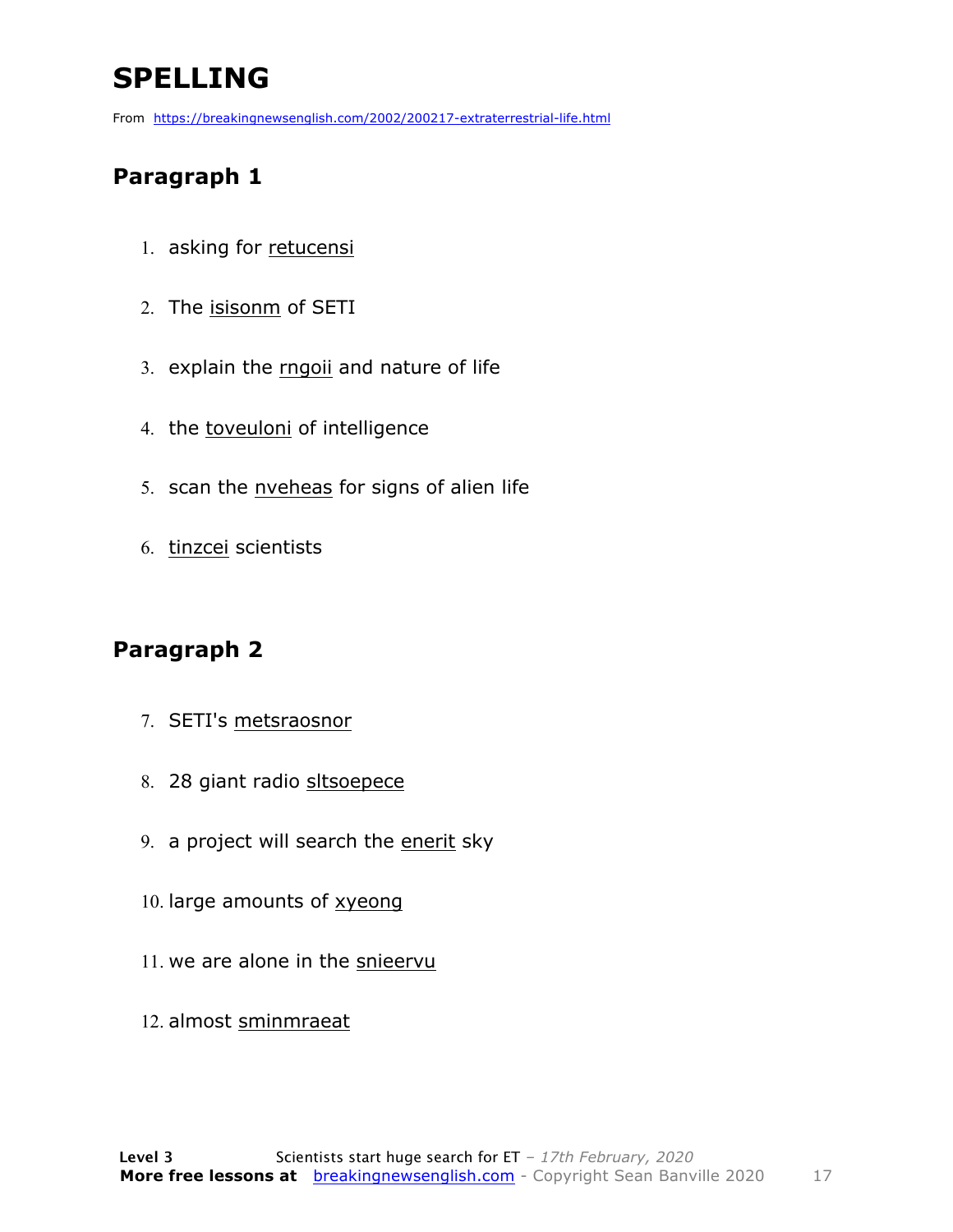# SPELLING

From https://breakingnewsenglish.com/2002/200217-extraterrestrial-life.html

## Paragraph 1

1. asking for retucensi
2. The isisonm of SETI
3. explain the rngoii and nature of life
4. the toveuloni of intelligence
5. scan the nveheas for signs of alien life
6. tinzcei scientists

## Paragraph 2

7. SETI's metsraosnor
8. 28 giant radio sltsoepece
9. a project will search the enerit sky
10. large amounts of xyeong
11. we are alone in the snieervu
12. almost sminmraeat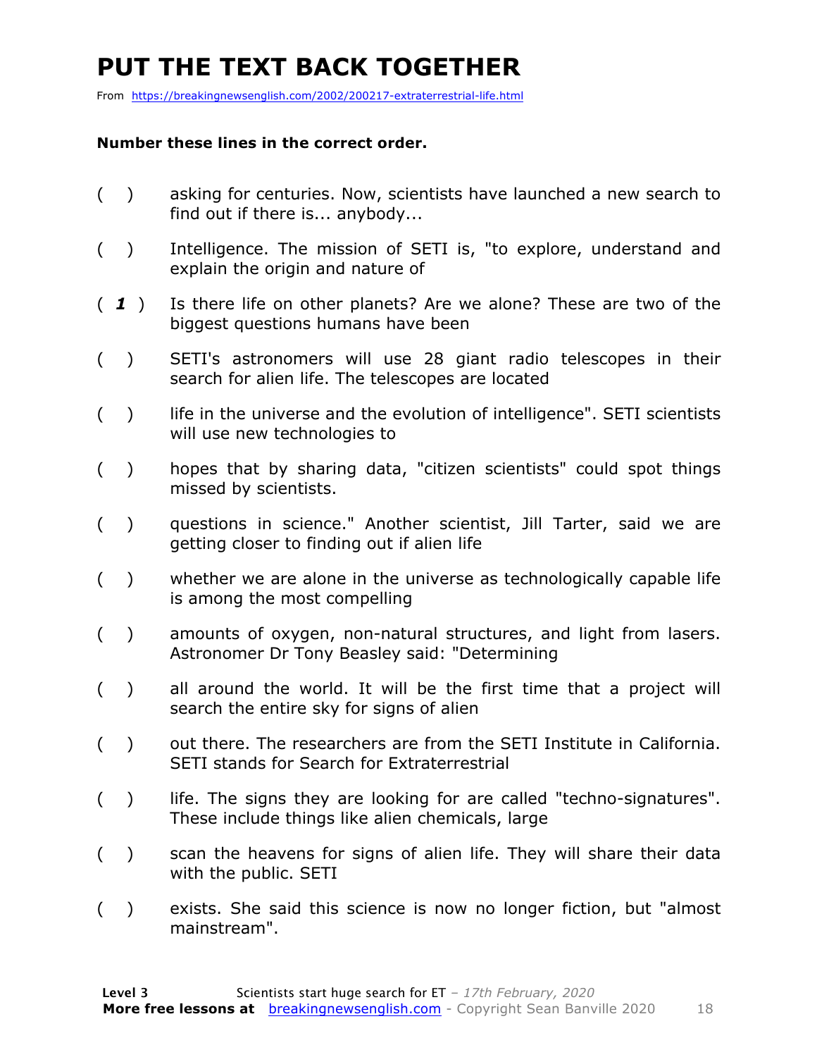# PUT THE TEXT BACK TOGETHER

From https://breakingnewsenglish.com/2002/200217-extraterrestrial-life.html

**Number these lines in the correct order.**

( ) asking for centuries. Now, scientists have launched a new search to find out if there is... anybody...

( ) Intelligence. The mission of SETI is, "to explore, understand and explain the origin and nature of

( ***1*** ) Is there life on other planets? Are we alone? These are two of the biggest questions humans have been

( ) SETI's astronomers will use 28 giant radio telescopes in their search for alien life. The telescopes are located

( ) life in the universe and the evolution of intelligence". SETI scientists will use new technologies to

( ) hopes that by sharing data, "citizen scientists" could spot things missed by scientists.

( ) questions in science." Another scientist, Jill Tarter, said we are getting closer to finding out if alien life

( ) whether we are alone in the universe as technologically capable life is among the most compelling

( ) amounts of oxygen, non-natural structures, and light from lasers. Astronomer Dr Tony Beasley said: "Determining

( ) all around the world. It will be the first time that a project will search the entire sky for signs of alien

( ) out there. The researchers are from the SETI Institute in California. SETI stands for Search for Extraterrestrial

( ) life. The signs they are looking for are called "techno-signatures". These include things like alien chemicals, large

( ) scan the heavens for signs of alien life. They will share their data with the public. SETI

( ) exists. She said this science is now no longer fiction, but "almost mainstream".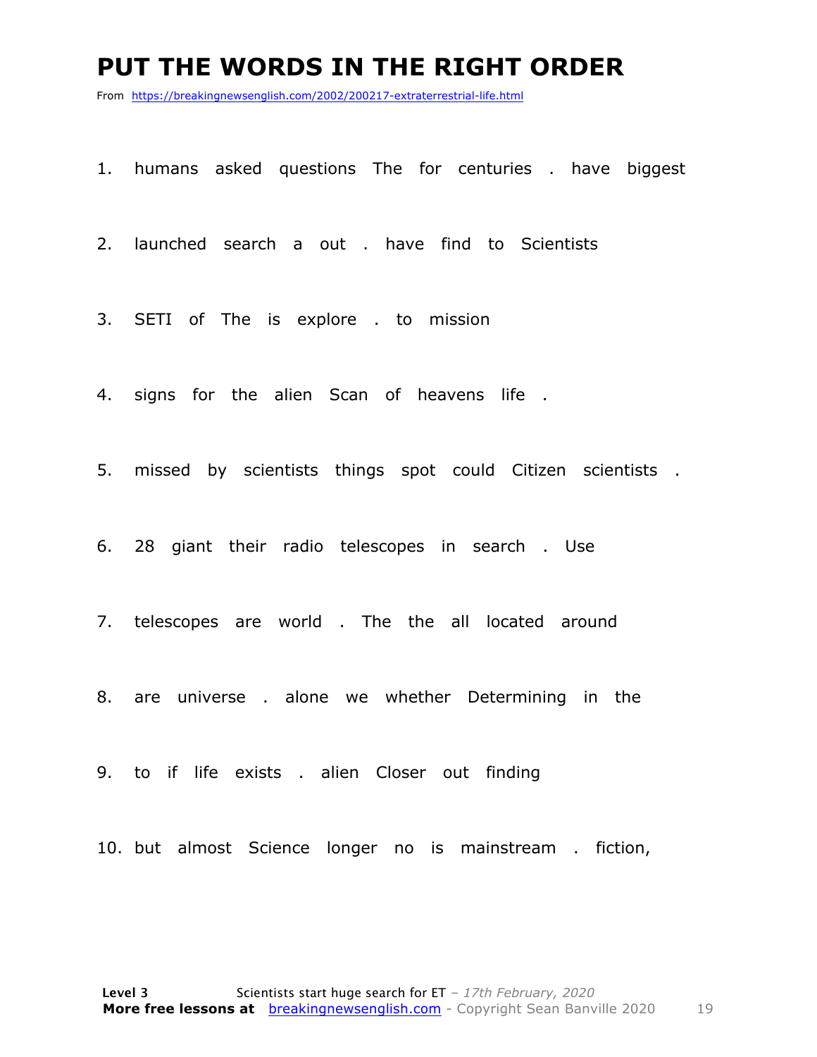# PUT THE WORDS IN THE RIGHT ORDER

From https://breakingnewsenglish.com/2002/200217-extraterrestrial-life.html

1. humans asked questions The for centuries . have biggest
2. launched search a out . have find to Scientists
3. SETI of The is explore . to mission
4. signs for the alien Scan of heavens life .
5. missed by scientists things spot could Citizen scientists .
6. 28 giant their radio telescopes in search . Use
7. telescopes are world . The the all located around
8. are universe . alone we whether Determining in the
9. to if life exists . alien Closer out finding
10. but almost Science longer no is mainstream . fiction,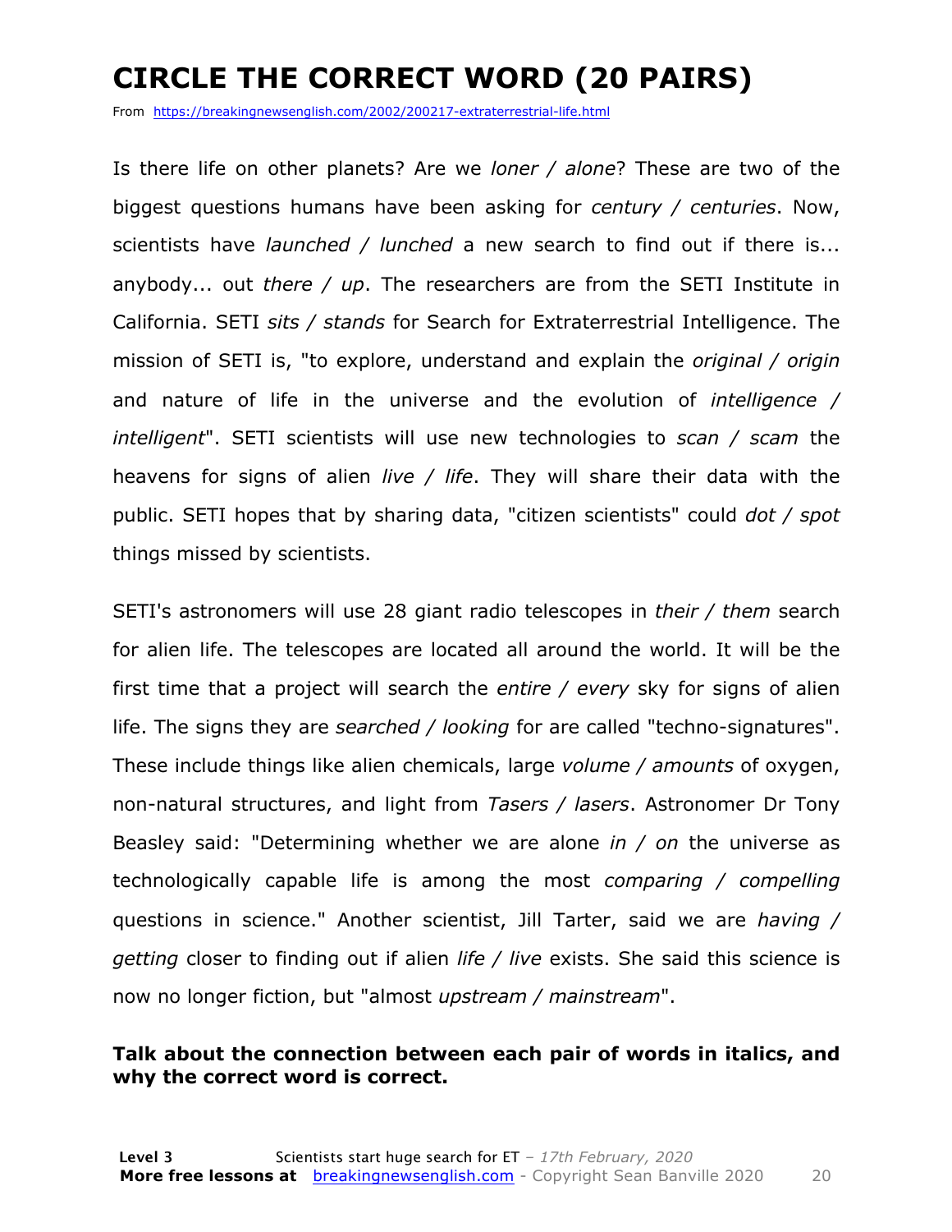# CIRCLE THE CORRECT WORD (20 PAIRS)

From https://breakingnewsenglish.com/2002/200217-extraterrestrial-life.html

Is there life on other planets? Are we *loner / alone*? These are two of the biggest questions humans have been asking for *century / centuries*. Now, scientists have *launched / lunched* a new search to find out if there is... anybody... out *there / up*. The researchers are from the SETI Institute in California. SETI *sits / stands* for Search for Extraterrestrial Intelligence. The mission of SETI is, "to explore, understand and explain the *original / origin* and nature of life in the universe and the evolution of *intelligence / intelligent*". SETI scientists will use new technologies to *scan / scam* the heavens for signs of alien *live / life*. They will share their data with the public. SETI hopes that by sharing data, "citizen scientists" could *dot / spot* things missed by scientists.

SETI's astronomers will use 28 giant radio telescopes in *their / them* search for alien life. The telescopes are located all around the world. It will be the first time that a project will search the *entire / every* sky for signs of alien life. The signs they are *searched / looking* for are called "techno-signatures". These include things like alien chemicals, large *volume / amounts* of oxygen, non-natural structures, and light from *Tasers / lasers*. Astronomer Dr Tony Beasley said: "Determining whether we are alone *in / on* the universe as technologically capable life is among the most *comparing / compelling* questions in science." Another scientist, Jill Tarter, said we are *having / getting* closer to finding out if alien *life / live* exists. She said this science is now no longer fiction, but "almost *upstream / mainstream*".

**Talk about the connection between each pair of words in italics, and why the correct word is correct.**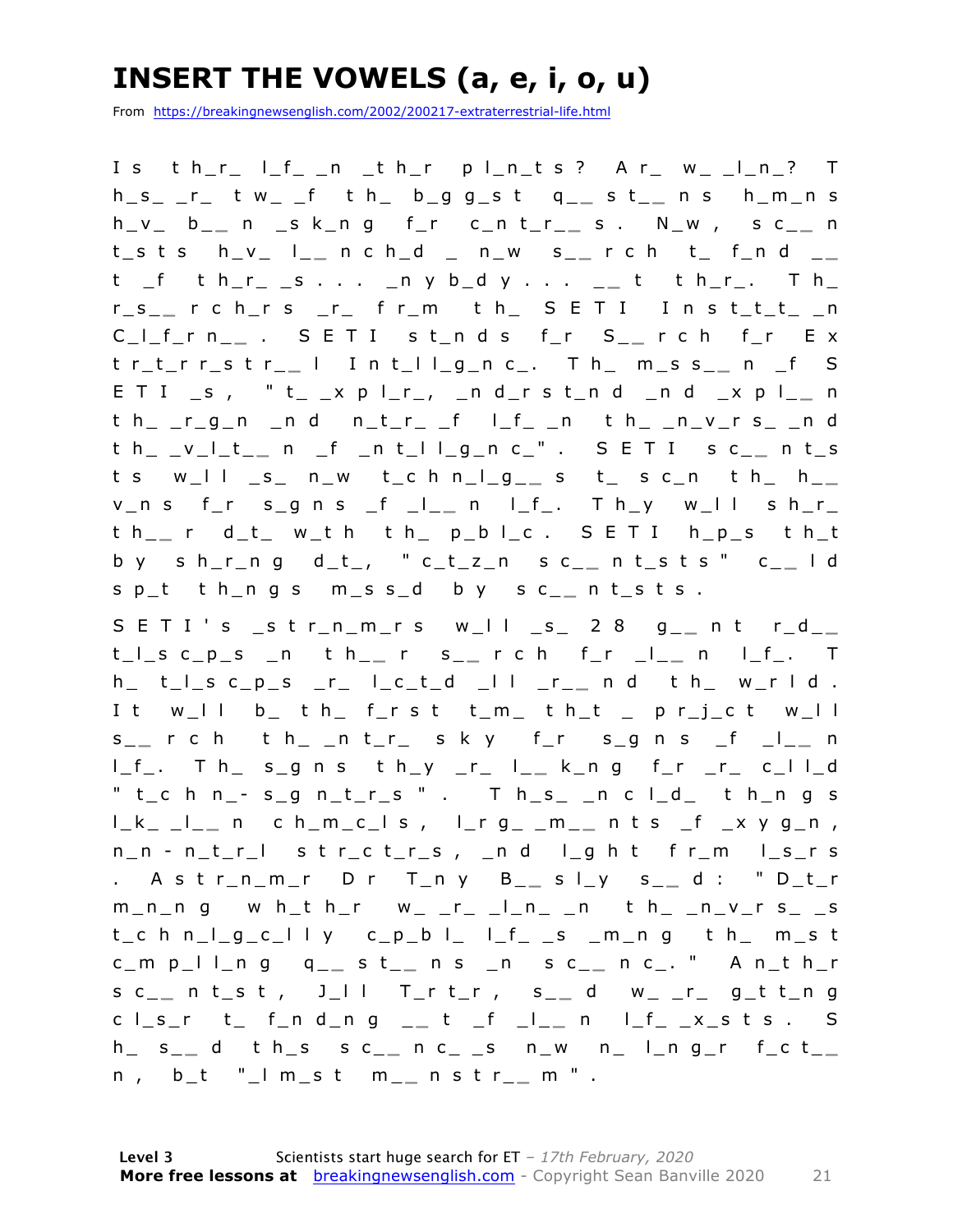# INSERT THE VOWELS (a, e, i, o, u)

From https://breakingnewsenglish.com/2002/200217-extraterrestrial-life.html

I s   t h _ r _   l _ f _   _ n   _ t h _ r   p l _ n _ t s ?   A r _   w _   _ l _ n _ ?   T h _ s _   _ r _   t w _   _ f   t h _   b _ g g _ s t   q _ _ s t _ _ n s   h _ m _ n s   h _ v _   b _ _ n   _ s k _ n g   f _ r   c _ n t _ r _ _ s .   N _ w ,   s c _ _ n t _ s t s   h _ v _   l _ _ n c h _ d   _   n _ w   s _ _ r c h   t _   f _ n d   _ _ t   _ f   t h _ r _   _ s . . .   _ n y b _ d y . . .   _ _ t   t h _ r _ .   T h _   r _ s _ _ r c h _ r s   _ r _   f r _ m   t h _   S E T I   I n s t _ t _ t _   _ n   C _ l _ f _ r n _ _ .   S E T I   s t _ n d s   f _ r   S _ _ r c h   f _ r   E x t r _ t _ r r _ s t r _ _ l   I n t _ l l _ g _ n c _ .   T h _   m _ s s _ _ n   _ f   S E T I   _ s ,   " t _   _ x p l _ r _ ,   _ n d _ r s t _ n d   _ n d   _ x p l _ _ n   t h _   _ r _ g _ n   _ n d   n _ t _ r _   _ f   l _ f _   _ n   t h _   _ n _ v _ r s _   _ n d   t h _   _ v _ l _ t _ _ n   _ f   _ n t _ l l _ g _ n c _ " .   S E T I   s c _ _ n t _ s t s   w _ l l   _ s _   n _ w   t _ c h n _ l _ g _ _ s   t _   s c _ n   t h _   h _ _ v _ n s   f _ r   s _ g n s   _ f   _ l _ _ n   l _ f _ .   T h _ y   w _ l l   s h _ r _   t h _ _ r   d _ t _   w _ t h   t h _   p _ b l _ c .   S E T I   h _ p _ s   t h _ t   b y   s h _ r _ n g   d _ t _ ,   " c _ t _ z _ n   s c _ _ n t _ s t s "   c _ _ l d   s p _ t   t h _ n g s   m _ s s _ d   b y   s c _ _ n t _ s t s .

S E T I ' s   _ s t r _ n _ m _ r s   w _ l l   _ s _   2 8   g _ _ n t   r _ d _ _   t _ l _ s c _ p _ s   _ n   t h _ _ r   s _ _ r c h   f _ r   _ l _ _ n   l _ f _ .   T h _   t _ l _ s c _ p _ s   _ r _   l _ c _ t _ d   _ l l   _ r _ _ n d   t h _   w _ r l d .   I t   w _ l l   b _   t h _   f _ r s t   t _ m _   t h _ t   _   p r _ j _ c t   w _ l l   s _ _ r c h   t h _   _ n t _ r _   s k y   f _ r   s _ g n s   _ f   _ l _ _ n   l _ f _ .   T h _   s _ g n s   t h _ y   _ r _   l _ _ k _ n g   f _ r   _ r _   c _ l l _ d   " t _ c h n _ - s _ g n _ t _ r _ s " .   T h _ s _   _ n c l _ d _   t h _ n g s   l _ k _   _ l _ _ n   c h _ m _ c _ l s ,   l _ r g _   _ m _ _ n t s   _ f   _ x y g _ n ,   n _ n - n _ t _ r _ l   s t r _ c t _ r _ s ,   _ n d   l _ g h t   f r _ m   l _ s _ r s .   A s t r _ n _ m _ r   D r   T _ n y   B _ _ s l _ y   s _ _ d :   " D _ t _ r m _ n _ n g   w h _ t h _ r   w _   _ r _   _ l _ n _   _ n   t h _   _ n _ v _ r s _   _ s   t _ c h n _ l _ g _ c _ l l y   c _ p _ b l _   l _ f _   _ s   _ m _ n g   t h _   m _ s t   c _ m p _ l l _ n g   q _ _ s t _ _ n s   _ n   s c _ _ n c _ . "   A n _ t h _ r   s c _ _ n t _ s t ,   J _ l l   T _ r t _ r ,   s _ _ d   w _   _ r _   g _ t t _ n g   c l _ s _ r   t _   f _ n d _ n g   _ _ t   _ f   _ l _ _ n   l _ f _   _ x _ s t s .   S h _   s _ _ d   t h _ s   s c _ _ n c _   _ s   n _ w   n _   l _ n g _ r   f _ c t _ _ n ,   b _ t   " _ l m _ s t   m _ _ n s t r _ _ m " .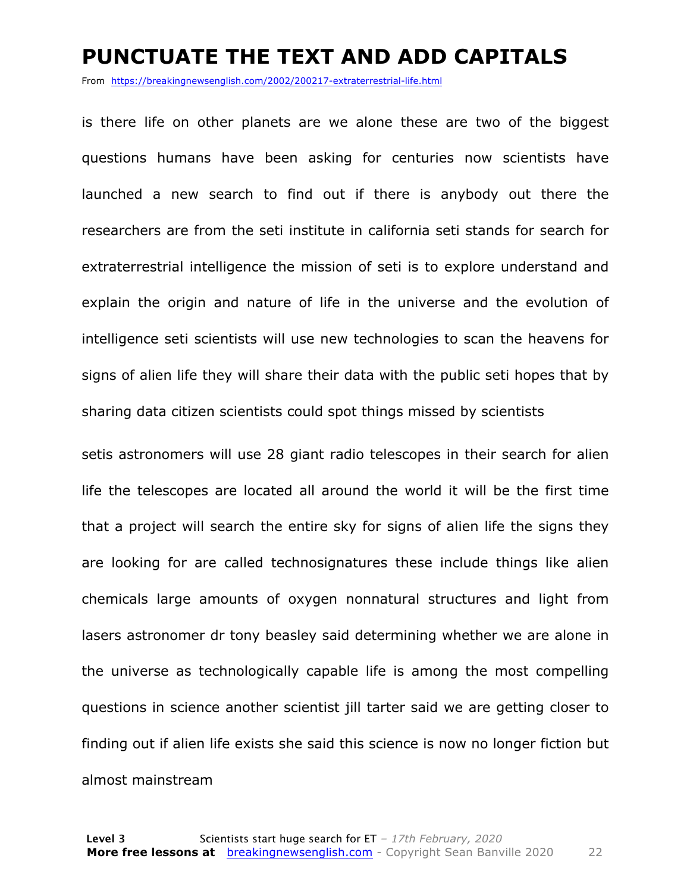# PUNCTUATE THE TEXT AND ADD CAPITALS

From https://breakingnewsenglish.com/2002/200217-extraterrestrial-life.html

is there life on other planets are we alone these are two of the biggest questions humans have been asking for centuries now scientists have launched a new search to find out if there is anybody out there the researchers are from the seti institute in california seti stands for search for extraterrestrial intelligence the mission of seti is to explore understand and explain the origin and nature of life in the universe and the evolution of intelligence seti scientists will use new technologies to scan the heavens for signs of alien life they will share their data with the public seti hopes that by sharing data citizen scientists could spot things missed by scientists

setis astronomers will use 28 giant radio telescopes in their search for alien life the telescopes are located all around the world it will be the first time that a project will search the entire sky for signs of alien life the signs they are looking for are called technosignatures these include things like alien chemicals large amounts of oxygen nonnatural structures and light from lasers astronomer dr tony beasley said determining whether we are alone in the universe as technologically capable life is among the most compelling questions in science another scientist jill tarter said we are getting closer to finding out if alien life exists she said this science is now no longer fiction but almost mainstream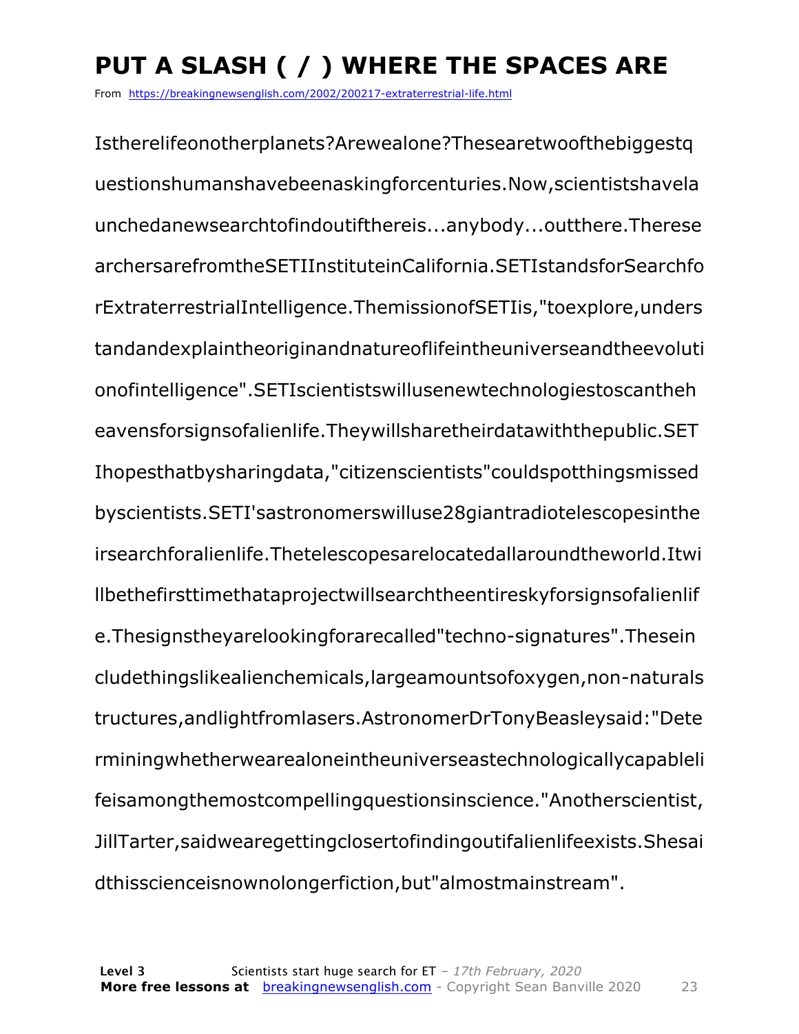# PUT A SLASH ( / ) WHERE THE SPACES ARE

From https://breakingnewsenglish.com/2002/200217-extraterrestrial-life.html

Istherelifeonotherplanets?Arewealone?Thesearetwoofthebiggestq uestionshumanshavebeenaskingforcenturies.Now,scientistshavela unchedanewsearchtofindoutifthereis...anybody...outthere.Therese archersarefromtheSETIInstituteinCalifornia.SETIstandsforSearchfo rExtraterrestrialIntelligence.ThemissionofSETIis,"toexplore,unders tandandexplaintheoriginandnatureoflifeintheuniverseandtheevoluti onofintelligence".SETIscientistswillusenewtechnologiestoscantheh eavensforsignsofalienlife.Theywillsharetheirdatawiththepublic.SET Ihopesthatbysharingdata,"citizenscientists"couldspotthingsmissed byscientists.SETI'sastronomerswilluse28giantradiotelescopesinthe irsearchforalienlife.Thetelescopesarelocatedallaroundtheworld.Itwi llbethefirsttimethataprojectwillsearchtheentireskyforsignsofalienlif e.Thesignstheyarelookingforarecalled"techno-signatures".Thesein cludethingslikealienchemicals,largeamountsofoxygen,non-naturals tructures,andlightfromlasers.AstronomerDrTonyBeasleysaid:"Dete rminingwhetherwearealoneintheuniverseastechnologicallycapableli feisamongthemostcompellingquestionsinscience."Anotherscientist, JillTarter,saidwearegettingclosertofindingoutifalienlifeexists.Shesai dthisscienceisnownolongerfiction,but"almostmainstream".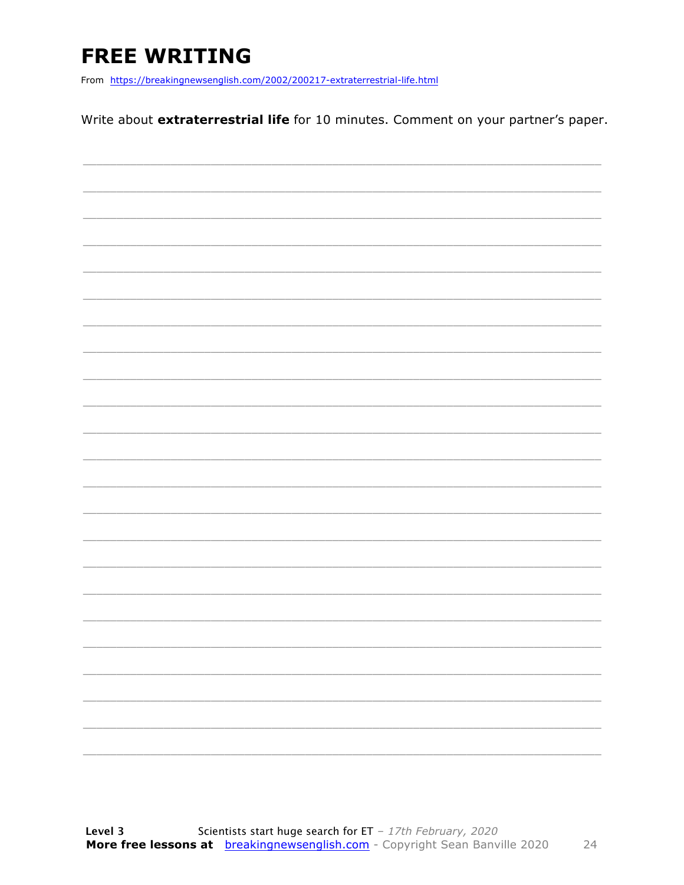# FREE WRITING

From https://breakingnewsenglish.com/2002/200217-extraterrestrial-life.html

Write about **extraterrestrial life** for 10 minutes. Comment on your partner's paper.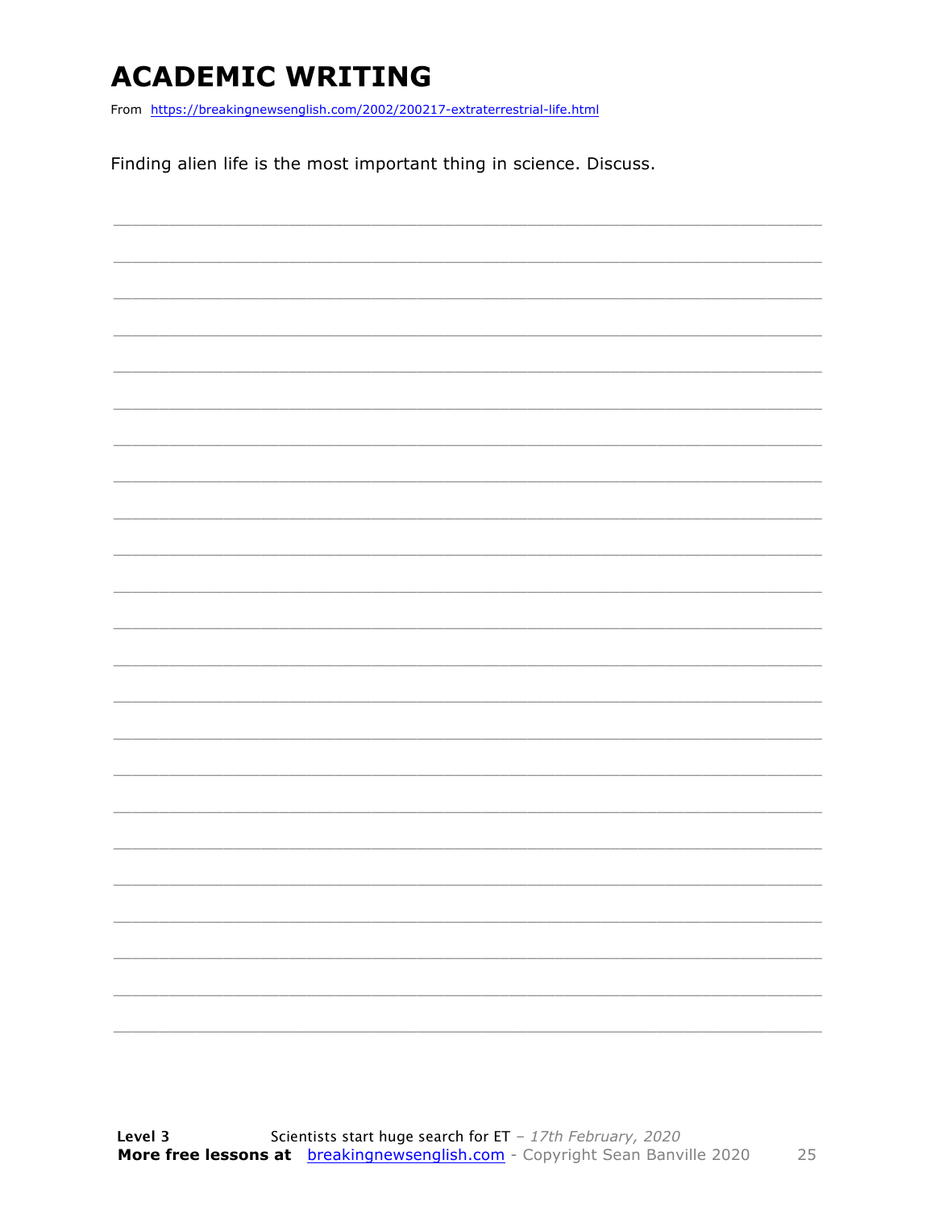# ACADEMIC WRITING

From https://breakingnewsenglish.com/2002/200217-extraterrestrial-life.html

Finding alien life is the most important thing in science. Discuss.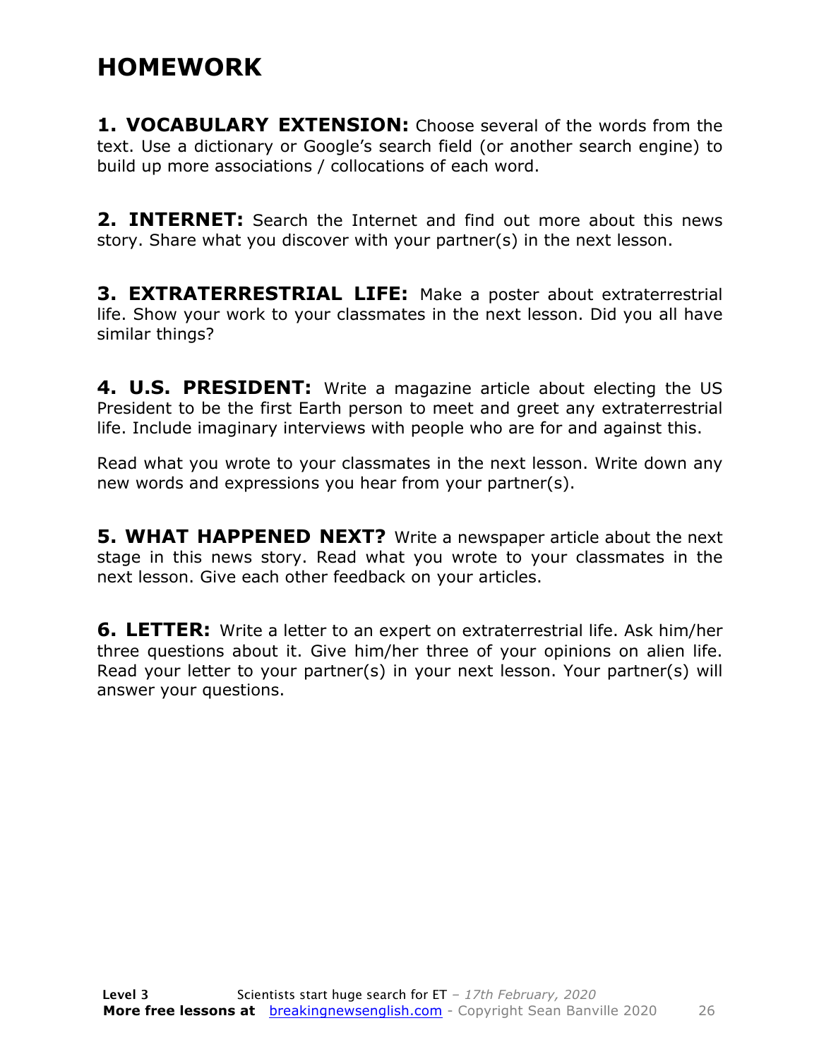# HOMEWORK

**1. VOCABULARY EXTENSION:** Choose several of the words from the text. Use a dictionary or Google's search field (or another search engine) to build up more associations / collocations of each word.

**2. INTERNET:** Search the Internet and find out more about this news story. Share what you discover with your partner(s) in the next lesson.

**3. EXTRATERRESTRIAL LIFE:** Make a poster about extraterrestrial life. Show your work to your classmates in the next lesson. Did you all have similar things?

**4. U.S. PRESIDENT:** Write a magazine article about electing the US President to be the first Earth person to meet and greet any extraterrestrial life. Include imaginary interviews with people who are for and against this.

Read what you wrote to your classmates in the next lesson. Write down any new words and expressions you hear from your partner(s).

**5. WHAT HAPPENED NEXT?** Write a newspaper article about the next stage in this news story. Read what you wrote to your classmates in the next lesson. Give each other feedback on your articles.

**6. LETTER:** Write a letter to an expert on extraterrestrial life. Ask him/her three questions about it. Give him/her three of your opinions on alien life. Read your letter to your partner(s) in your next lesson. Your partner(s) will answer your questions.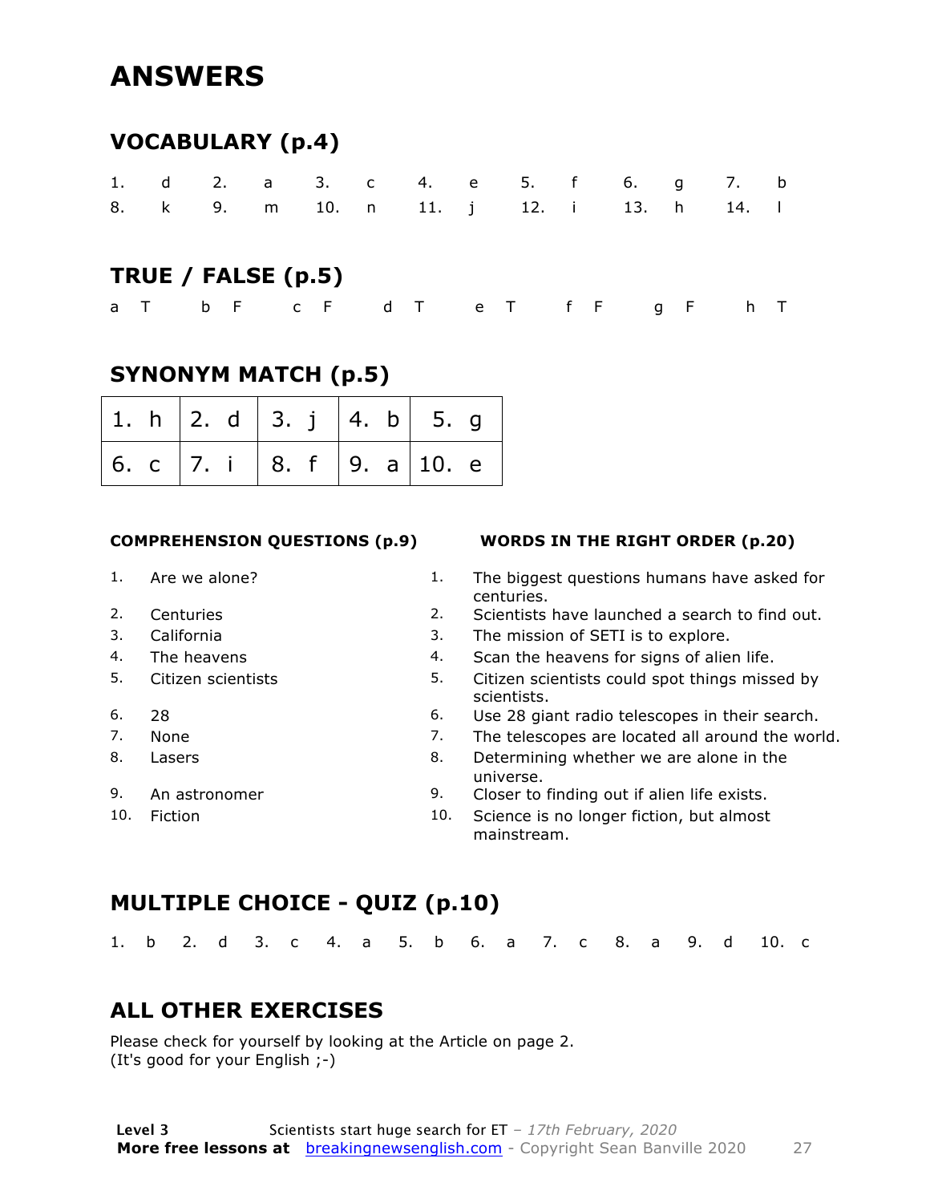# ANSWERS

## VOCABULARY (p.4)

| | | | | | | |
|---|---|---|---|---|---|---|
| 1. d | 2. a | 3. c | 4. e | 5. f | 6. g | 7. b |
| 8. k | 9. m | 10. n | 11. j | 12. i | 13. h | 14. l |

## TRUE / FALSE (p.5)

a T b F c F d T e T f F g F h T

## SYNONYM MATCH (p.5)

| | | | | |
|---|---|---|---|---|
| 1. h | 2. d | 3. j | 4. b | 5. g |
| 6. c | 7. i | 8. f | 9. a | 10. e |

### COMPREHENSION QUESTIONS (p.9)

1. Are we alone?
2. Centuries
3. California
4. The heavens
5. Citizen scientists
6. 28
7. None
8. Lasers
9. An astronomer
10. Fiction

### WORDS IN THE RIGHT ORDER (p.20)

1. The biggest questions humans have asked for centuries.
2. Scientists have launched a search to find out.
3. The mission of SETI is to explore.
4. Scan the heavens for signs of alien life.
5. Citizen scientists could spot things missed by scientists.
6. Use 28 giant radio telescopes in their search.
7. The telescopes are located all around the world.
8. Determining whether we are alone in the universe.
9. Closer to finding out if alien life exists.
10. Science is no longer fiction, but almost mainstream.

## MULTIPLE CHOICE - QUIZ (p.10)

1. b 2. d 3. c 4. a 5. b 6. a 7. c 8. a 9. d 10. c

## ALL OTHER EXERCISES

Please check for yourself by looking at the Article on page 2.
(It's good for your English ;-)